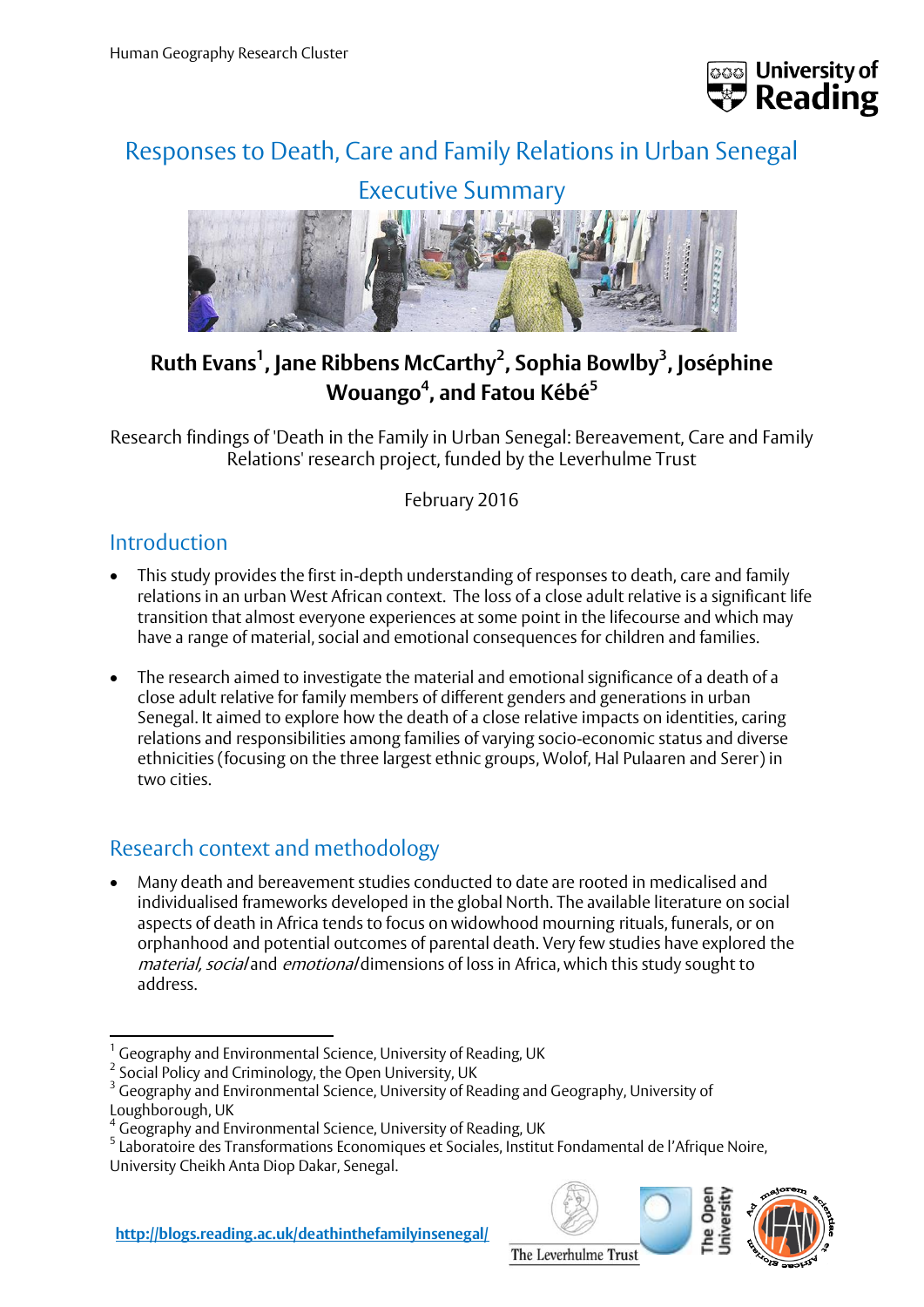Human Geography Research Cluster

# Responses to Death, Care and Family Relations in Urban Senegal

## Executive Summary

**Ruth Evans[1], Jane Ribbens McCarthy[2], Sophia Bowlby[3], Joséphine Wouango[4], and Fatou Kébé[5]**

Research findings of 'Death in the Family in Urban Senegal: Bereavement, Care and Family Relations' research project, funded by the Leverhulme Trust

February 2016

## Introduction

- This study provides the first in-depth understanding of responses to death, care and family relations in an urban West African context. The loss of a close adult relative is a significant life transition that almost everyone experiences at some point in the lifecourse and which may have a range of material, social and emotional consequences for children and families.
- The research aimed to investigate the material and emotional significance of a death of a close adult relative for family members of different genders and generations in urban Senegal. It aimed to explore how the death of a close relative impacts on identities, caring relations and responsibilities among families of varying socio-economic status and diverse ethnicities (focusing on the three largest ethnic groups, Wolof, Hal Pulaaren and Serer) in two cities.

## Research context and methodology

- Many death and bereavement studies conducted to date are rooted in medicalised and individualised frameworks developed in the global North. The available literature on social aspects of death in Africa tends to focus on widowhood mourning rituals, funerals, or on orphanhood and potential outcomes of parental death. Very few studies have explored the *material, social* and *emotional* dimensions of loss in Africa, which this study sought to address.

---

[1] Geography and Environmental Science, University of Reading, UK
[2] Social Policy and Criminology, the Open University, UK
[3] Geography and Environmental Science, University of Reading and Geography, University of Loughborough, UK
[4] Geography and Environmental Science, University of Reading, UK
[5] Laboratoire des Transformations Economiques et Sociales, Institut Fondamental de l'Afrique Noire, University Cheikh Anta Diop Dakar, Senegal.

http://blogs.reading.ac.uk/deathinthefamilyinsenegal/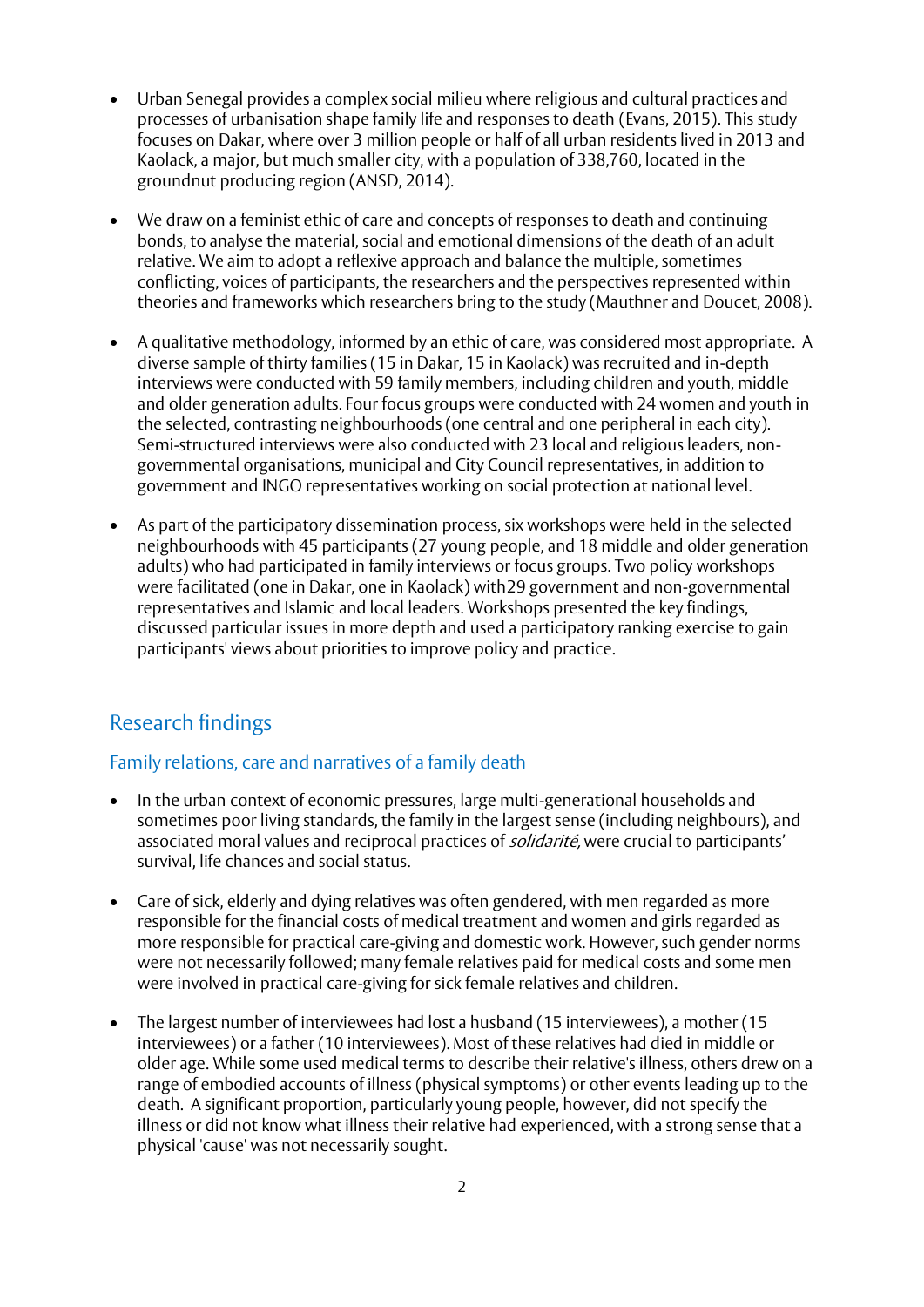- Urban Senegal provides a complex social milieu where religious and cultural practices and processes of urbanisation shape family life and responses to death (Evans, 2015). This study focuses on Dakar, where over 3 million people or half of all urban residents lived in 2013 and Kaolack, a major, but much smaller city, with a population of 338,760, located in the groundnut producing region (ANSD, 2014).

- We draw on a feminist ethic of care and concepts of responses to death and continuing bonds, to analyse the material, social and emotional dimensions of the death of an adult relative. We aim to adopt a reflexive approach and balance the multiple, sometimes conflicting, voices of participants, the researchers and the perspectives represented within theories and frameworks which researchers bring to the study (Mauthner and Doucet, 2008).

- A qualitative methodology, informed by an ethic of care, was considered most appropriate. A diverse sample of thirty families (15 in Dakar, 15 in Kaolack) was recruited and in-depth interviews were conducted with 59 family members, including children and youth, middle and older generation adults. Four focus groups were conducted with 24 women and youth in the selected, contrasting neighbourhoods (one central and one peripheral in each city). Semi-structured interviews were also conducted with 23 local and religious leaders, non-governmental organisations, municipal and City Council representatives, in addition to government and INGO representatives working on social protection at national level.

- As part of the participatory dissemination process, six workshops were held in the selected neighbourhoods with 45 participants (27 young people, and 18 middle and older generation adults) who had participated in family interviews or focus groups. Two policy workshops were facilitated (one in Dakar, one in Kaolack) with29 government and non-governmental representatives and Islamic and local leaders. Workshops presented the key findings, discussed particular issues in more depth and used a participatory ranking exercise to gain participants' views about priorities to improve policy and practice.

## Research findings

### Family relations, care and narratives of a family death

- In the urban context of economic pressures, large multi-generational households and sometimes poor living standards, the family in the largest sense (including neighbours), and associated moral values and reciprocal practices of *solidarité,* were crucial to participants' survival, life chances and social status.

- Care of sick, elderly and dying relatives was often gendered, with men regarded as more responsible for the financial costs of medical treatment and women and girls regarded as more responsible for practical care-giving and domestic work. However, such gender norms were not necessarily followed; many female relatives paid for medical costs and some men were involved in practical care-giving for sick female relatives and children.

- The largest number of interviewees had lost a husband (15 interviewees), a mother (15 interviewees) or a father (10 interviewees). Most of these relatives had died in middle or older age. While some used medical terms to describe their relative's illness, others drew on a range of embodied accounts of illness (physical symptoms) or other events leading up to the death. A significant proportion, particularly young people, however, did not specify the illness or did not know what illness their relative had experienced, with a strong sense that a physical 'cause' was not necessarily sought.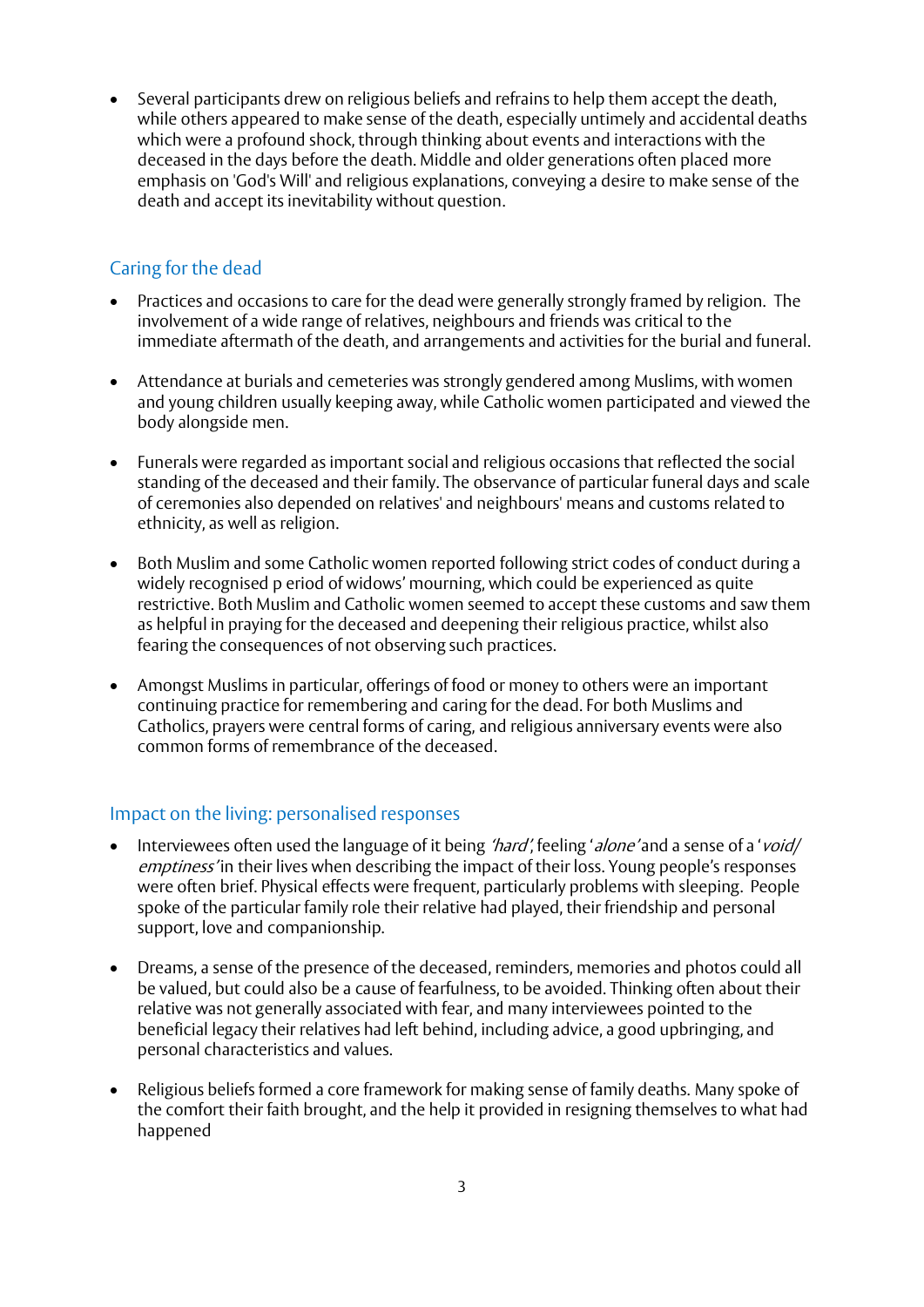- Several participants drew on religious beliefs and refrains to help them accept the death, while others appeared to make sense of the death, especially untimely and accidental deaths which were a profound shock, through thinking about events and interactions with the deceased in the days before the death. Middle and older generations often placed more emphasis on 'God's Will' and religious explanations, conveying a desire to make sense of the death and accept its inevitability without question.

## Caring for the dead

- Practices and occasions to care for the dead were generally strongly framed by religion. The involvement of a wide range of relatives, neighbours and friends was critical to the immediate aftermath of the death, and arrangements and activities for the burial and funeral.

- Attendance at burials and cemeteries was strongly gendered among Muslims, with women and young children usually keeping away, while Catholic women participated and viewed the body alongside men.

- Funerals were regarded as important social and religious occasions that reflected the social standing of the deceased and their family. The observance of particular funeral days and scale of ceremonies also depended on relatives' and neighbours' means and customs related to ethnicity, as well as religion.

- Both Muslim and some Catholic women reported following strict codes of conduct during a widely recognised p eriod of widows' mourning, which could be experienced as quite restrictive. Both Muslim and Catholic women seemed to accept these customs and saw them as helpful in praying for the deceased and deepening their religious practice, whilst also fearing the consequences of not observing such practices.

- Amongst Muslims in particular, offerings of food or money to others were an important continuing practice for remembering and caring for the dead. For both Muslims and Catholics, prayers were central forms of caring, and religious anniversary events were also common forms of remembrance of the deceased.

## Impact on the living: personalised responses

- Interviewees often used the language of it being *'hard'*, feeling '*alone'* and a sense of a '*void/ emptiness'* in their lives when describing the impact of their loss. Young people's responses were often brief. Physical effects were frequent, particularly problems with sleeping. People spoke of the particular family role their relative had played, their friendship and personal support, love and companionship.

- Dreams, a sense of the presence of the deceased, reminders, memories and photos could all be valued, but could also be a cause of fearfulness, to be avoided. Thinking often about their relative was not generally associated with fear, and many interviewees pointed to the beneficial legacy their relatives had left behind, including advice, a good upbringing, and personal characteristics and values.

- Religious beliefs formed a core framework for making sense of family deaths. Many spoke of the comfort their faith brought, and the help it provided in resigning themselves to what had happened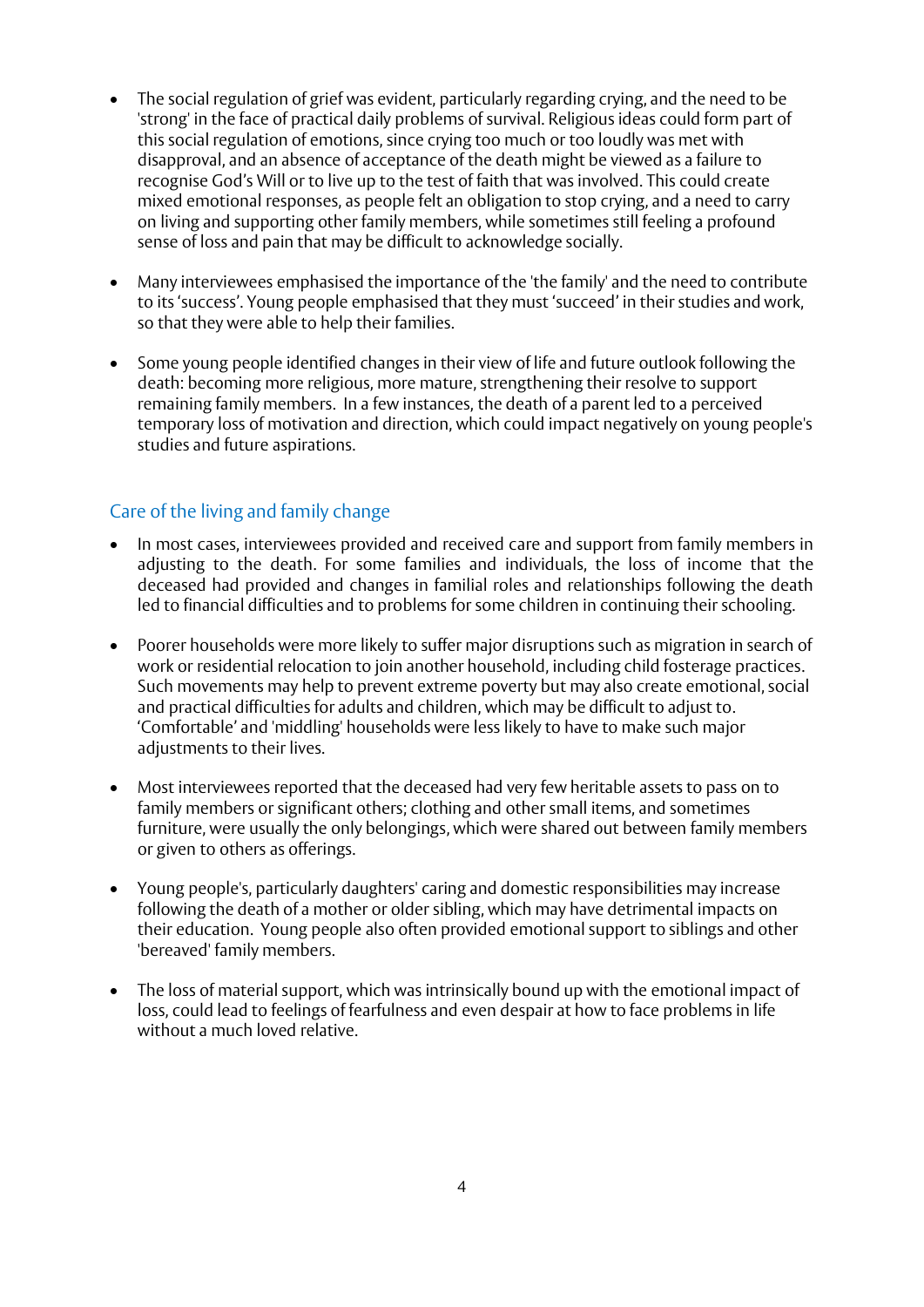- The social regulation of grief was evident, particularly regarding crying, and the need to be 'strong' in the face of practical daily problems of survival. Religious ideas could form part of this social regulation of emotions, since crying too much or too loudly was met with disapproval, and an absence of acceptance of the death might be viewed as a failure to recognise God's Will or to live up to the test of faith that was involved. This could create mixed emotional responses, as people felt an obligation to stop crying, and a need to carry on living and supporting other family members, while sometimes still feeling a profound sense of loss and pain that may be difficult to acknowledge socially.

- Many interviewees emphasised the importance of the 'the family' and the need to contribute to its 'success'. Young people emphasised that they must 'succeed' in their studies and work, so that they were able to help their families.

- Some young people identified changes in their view of life and future outlook following the death: becoming more religious, more mature, strengthening their resolve to support remaining family members. In a few instances, the death of a parent led to a perceived temporary loss of motivation and direction, which could impact negatively on young people's studies and future aspirations.

## Care of the living and family change

- In most cases, interviewees provided and received care and support from family members in adjusting to the death. For some families and individuals, the loss of income that the deceased had provided and changes in familial roles and relationships following the death led to financial difficulties and to problems for some children in continuing their schooling.

- Poorer households were more likely to suffer major disruptions such as migration in search of work or residential relocation to join another household, including child fosterage practices. Such movements may help to prevent extreme poverty but may also create emotional, social and practical difficulties for adults and children, which may be difficult to adjust to. 'Comfortable' and 'middling' households were less likely to have to make such major adjustments to their lives.

- Most interviewees reported that the deceased had very few heritable assets to pass on to family members or significant others; clothing and other small items, and sometimes furniture, were usually the only belongings, which were shared out between family members or given to others as offerings.

- Young people's, particularly daughters' caring and domestic responsibilities may increase following the death of a mother or older sibling, which may have detrimental impacts on their education. Young people also often provided emotional support to siblings and other 'bereaved' family members.

- The loss of material support, which was intrinsically bound up with the emotional impact of loss, could lead to feelings of fearfulness and even despair at how to face problems in life without a much loved relative.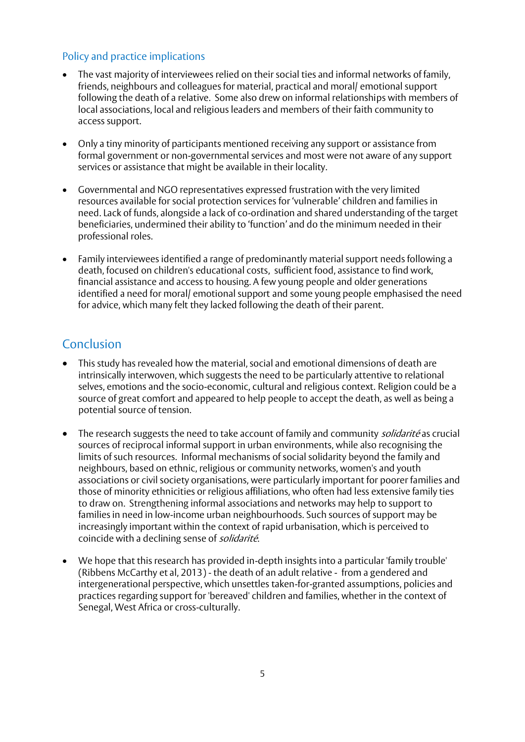## Policy and practice implications

- The vast majority of interviewees relied on their social ties and informal networks of family, friends, neighbours and colleagues for material, practical and moral/ emotional support following the death of a relative. Some also drew on informal relationships with members of local associations, local and religious leaders and members of their faith community to access support.

- Only a tiny minority of participants mentioned receiving any support or assistance from formal government or non-governmental services and most were not aware of any support services or assistance that might be available in their locality.

- Governmental and NGO representatives expressed frustration with the very limited resources available for social protection services for 'vulnerable' children and families in need. Lack of funds, alongside a lack of co-ordination and shared understanding of the target beneficiaries, undermined their ability to 'function' and do the minimum needed in their professional roles.

- Family interviewees identified a range of predominantly material support needs following a death, focused on children's educational costs, sufficient food, assistance to find work, financial assistance and access to housing. A few young people and older generations identified a need for moral/ emotional support and some young people emphasised the need for advice, which many felt they lacked following the death of their parent.

## Conclusion

- This study has revealed how the material, social and emotional dimensions of death are intrinsically interwoven, which suggests the need to be particularly attentive to relational selves, emotions and the socio-economic, cultural and religious context. Religion could be a source of great comfort and appeared to help people to accept the death, as well as being a potential source of tension.

- The research suggests the need to take account of family and community *solidarité* as crucial sources of reciprocal informal support in urban environments, while also recognising the limits of such resources. Informal mechanisms of social solidarity beyond the family and neighbours, based on ethnic, religious or community networks, women's and youth associations or civil society organisations, were particularly important for poorer families and those of minority ethnicities or religious affiliations, who often had less extensive family ties to draw on. Strengthening informal associations and networks may help to support to families in need in low-income urban neighbourhoods. Such sources of support may be increasingly important within the context of rapid urbanisation, which is perceived to coincide with a declining sense of *solidarité*.

- We hope that this research has provided in-depth insights into a particular 'family trouble' (Ribbens McCarthy et al, 2013) - the death of an adult relative - from a gendered and intergenerational perspective, which unsettles taken-for-granted assumptions, policies and practices regarding support for 'bereaved' children and families, whether in the context of Senegal, West Africa or cross-culturally.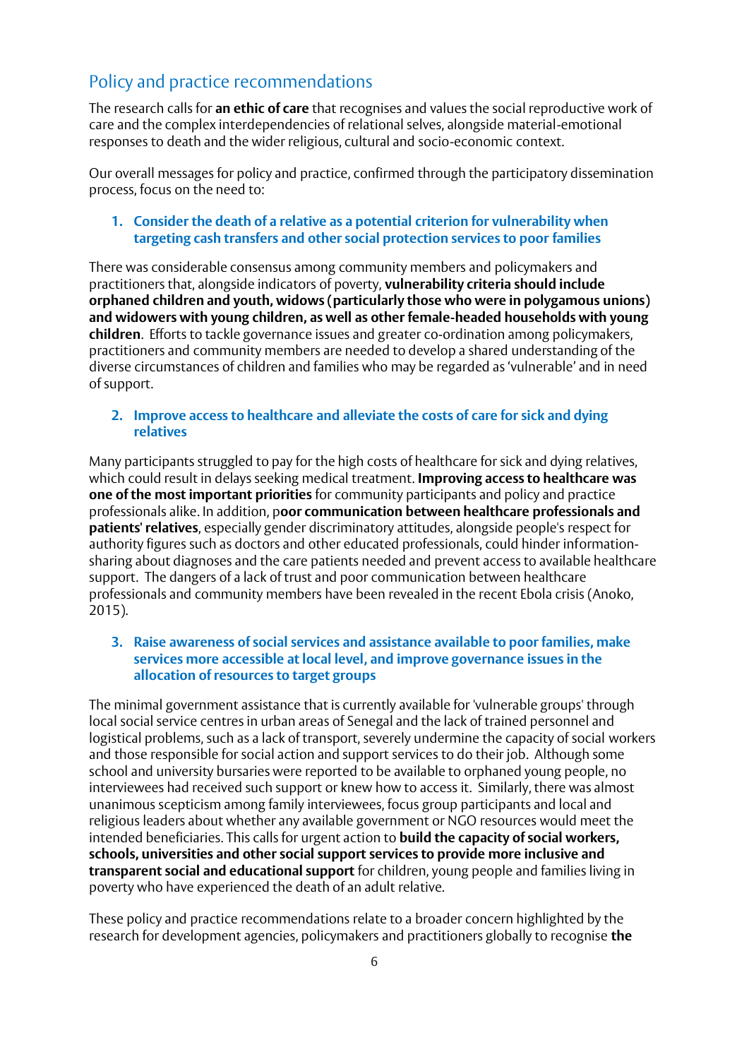## Policy and practice recommendations

The research calls for **an ethic of care** that recognises and values the social reproductive work of care and the complex interdependencies of relational selves, alongside material-emotional responses to death and the wider religious, cultural and socio-economic context.

Our overall messages for policy and practice, confirmed through the participatory dissemination process, focus on the need to:

### 1. Consider the death of a relative as a potential criterion for vulnerability when targeting cash transfers and other social protection services to poor families

There was considerable consensus among community members and policymakers and practitioners that, alongside indicators of poverty, **vulnerability criteria should include orphaned children and youth, widows (particularly those who were in polygamous unions) and widowers with young children, as well as other female-headed households with young children**. Efforts to tackle governance issues and greater co-ordination among policymakers, practitioners and community members are needed to develop a shared understanding of the diverse circumstances of children and families who may be regarded as 'vulnerable' and in need of support.

### 2. Improve access to healthcare and alleviate the costs of care for sick and dying relatives

Many participants struggled to pay for the high costs of healthcare for sick and dying relatives, which could result in delays seeking medical treatment. **Improving access to healthcare was one of the most important priorities** for community participants and policy and practice professionals alike. In addition, p**oor communication between healthcare professionals and patients' relatives**, especially gender discriminatory attitudes, alongside people's respect for authority figures such as doctors and other educated professionals, could hinder information-sharing about diagnoses and the care patients needed and prevent access to available healthcare support. The dangers of a lack of trust and poor communication between healthcare professionals and community members have been revealed in the recent Ebola crisis (Anoko, 2015).

### 3. Raise awareness of social services and assistance available to poor families, make services more accessible at local level, and improve governance issues in the allocation of resources to target groups

The minimal government assistance that is currently available for 'vulnerable groups' through local social service centres in urban areas of Senegal and the lack of trained personnel and logistical problems, such as a lack of transport, severely undermine the capacity of social workers and those responsible for social action and support services to do their job. Although some school and university bursaries were reported to be available to orphaned young people, no interviewees had received such support or knew how to access it. Similarly, there was almost unanimous scepticism among family interviewees, focus group participants and local and religious leaders about whether any available government or NGO resources would meet the intended beneficiaries. This calls for urgent action to **build the capacity of social workers, schools, universities and other social support services to provide more inclusive and transparent social and educational support** for children, young people and families living in poverty who have experienced the death of an adult relative.

These policy and practice recommendations relate to a broader concern highlighted by the research for development agencies, policymakers and practitioners globally to recognise **the**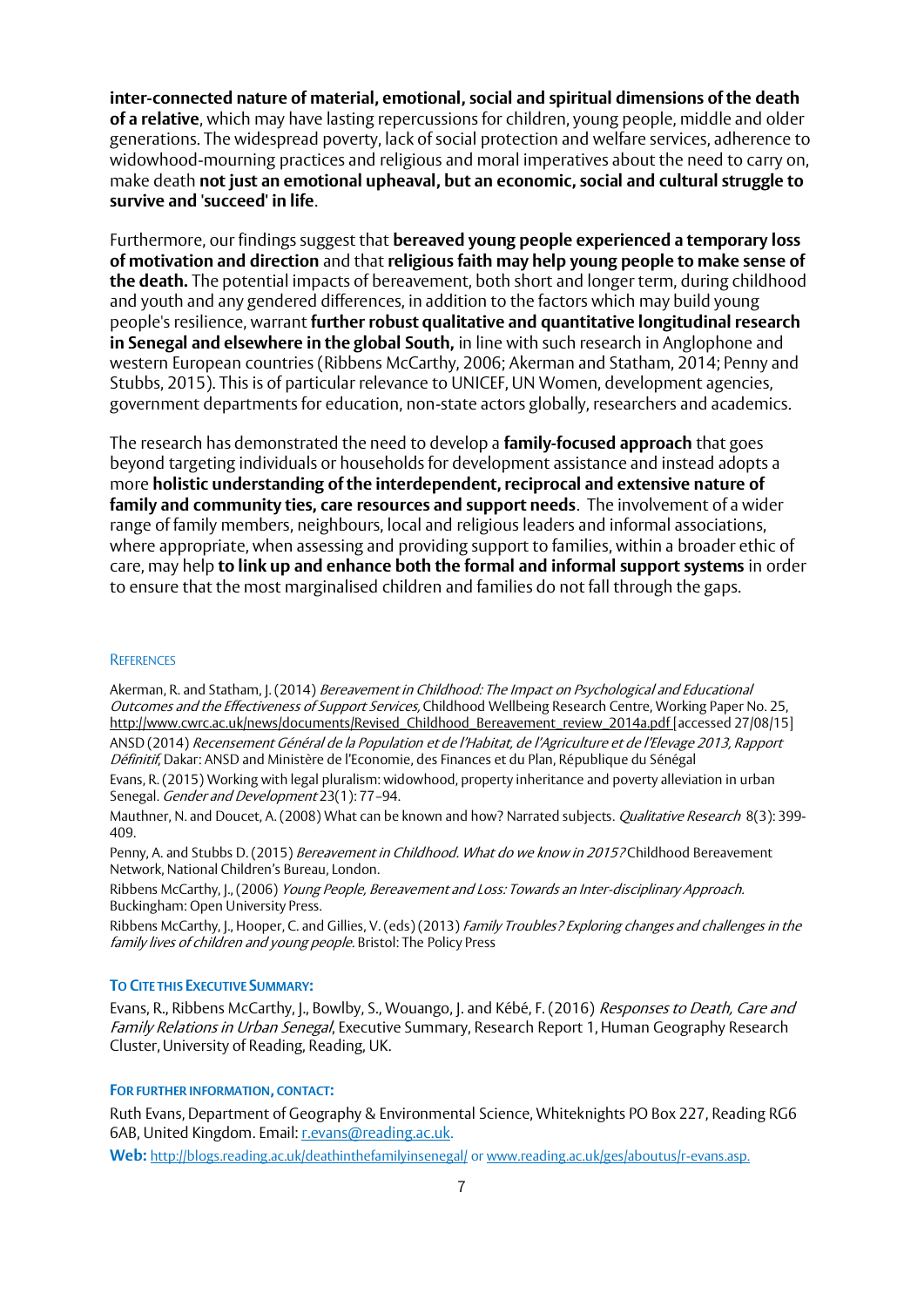**inter-connected nature of material, emotional, social and spiritual dimensions of the death of a relative**, which may have lasting repercussions for children, young people, middle and older generations. The widespread poverty, lack of social protection and welfare services, adherence to widowhood-mourning practices and religious and moral imperatives about the need to carry on, make death **not just an emotional upheaval, but an economic, social and cultural struggle to survive and 'succeed' in life**.

Furthermore, our findings suggest that **bereaved young people experienced a temporary loss of motivation and direction** and that **religious faith may help young people to make sense of the death.** The potential impacts of bereavement, both short and longer term, during childhood and youth and any gendered differences, in addition to the factors which may build young people's resilience, warrant **further robust qualitative and quantitative longitudinal research in Senegal and elsewhere in the global South,** in line with such research in Anglophone and western European countries (Ribbens McCarthy, 2006; Akerman and Statham, 2014; Penny and Stubbs, 2015). This is of particular relevance to UNICEF, UN Women, development agencies, government departments for education, non-state actors globally, researchers and academics.

The research has demonstrated the need to develop a **family-focused approach** that goes beyond targeting individuals or households for development assistance and instead adopts a more **holistic understanding of the interdependent, reciprocal and extensive nature of family and community ties, care resources and support needs**. The involvement of a wider range of family members, neighbours, local and religious leaders and informal associations, where appropriate, when assessing and providing support to families, within a broader ethic of care, may help **to link up and enhance both the formal and informal support systems** in order to ensure that the most marginalised children and families do not fall through the gaps.

## References

Akerman, R. and Statham, J. (2014) *Bereavement in Childhood: The Impact on Psychological and Educational Outcomes and the Effectiveness of Support Services,* Childhood Wellbeing Research Centre, Working Paper No. 25, http://www.cwrc.ac.uk/news/documents/Revised_Childhood_Bereavement_review_2014a.pdf [accessed 27/08/15]

ANSD (2014) *Recensement Général de la Population et de l'Habitat, de l'Agriculture et de l'Elevage 2013, Rapport Définitif*, Dakar: ANSD and Ministère de l'Economie, des Finances et du Plan, République du Sénégal

Evans, R. (2015) Working with legal pluralism: widowhood, property inheritance and poverty alleviation in urban Senegal. *Gender and Development* 23(1): 77–94.

Mauthner, N. and Doucet, A. (2008) What can be known and how? Narrated subjects. *Qualitative Research* 8(3): 399-409.

Penny, A. and Stubbs D. (2015) *Bereavement in Childhood. What do we know in 2015?* Childhood Bereavement Network, National Children's Bureau, London.

Ribbens McCarthy, J., (2006) *Young People, Bereavement and Loss: Towards an Inter-disciplinary Approach.* Buckingham: Open University Press.

Ribbens McCarthy, J., Hooper, C. and Gillies, V. (eds) (2013) *Family Troubles? Exploring changes and challenges in the family lives of children and young people.* Bristol: The Policy Press

#### To Cite this Executive Summary:

Evans, R., Ribbens McCarthy, J., Bowlby, S., Wouango, J. and Kébé, F. (2016) *Responses to Death, Care and Family Relations in Urban Senegal*, Executive Summary, Research Report 1, Human Geography Research Cluster, University of Reading, Reading, UK.

#### For further information, contact:

Ruth Evans, Department of Geography & Environmental Science, Whiteknights PO Box 227, Reading RG6 6AB, United Kingdom. Email: r.evans@reading.ac.uk.

**Web:** http://blogs.reading.ac.uk/deathinthefamilyinsenegal/ or www.reading.ac.uk/ges/aboutus/r-evans.asp.